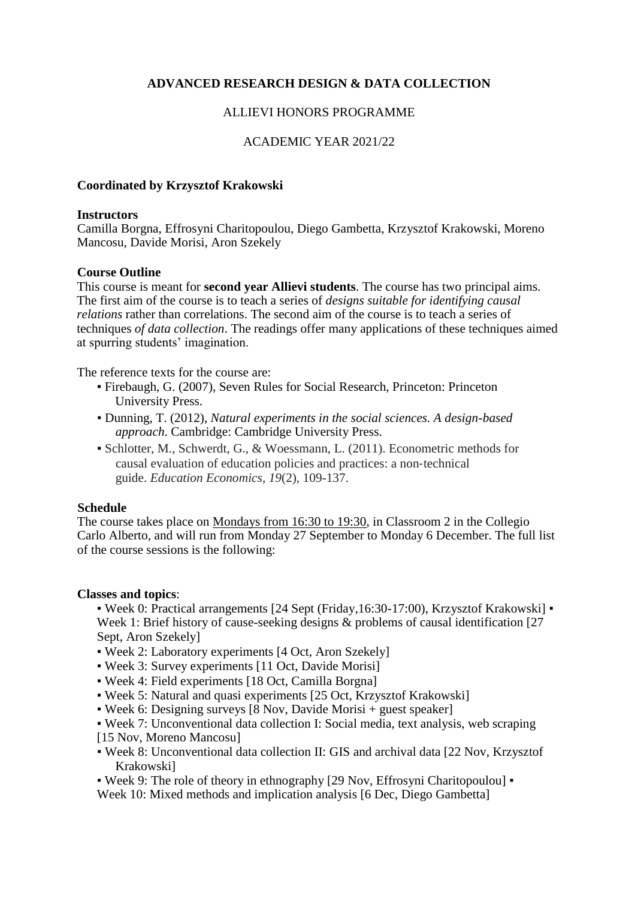# ADVANCED RESEARCH DESIGN & DATA COLLECTION

ALLIEVI HONORS PROGRAMME

ACADEMIC YEAR 2021/22

**Coordinated by Krzysztof Krakowski**

**Instructors**

Camilla Borgna, Effrosyni Charitopoulou, Diego Gambetta, Krzysztof Krakowski, Moreno Mancosu, Davide Morisi, Aron Szekely

**Course Outline**

This course is meant for **second year Allievi students**. The course has two principal aims. The first aim of the course is to teach a series of *designs suitable for identifying causal relations* rather than correlations. The second aim of the course is to teach a series of techniques *of data collection*. The readings offer many applications of these techniques aimed at spurring students' imagination.

The reference texts for the course are:

- Firebaugh, G. (2007), Seven Rules for Social Research, Princeton: Princeton University Press.
- Dunning, T. (2012), *Natural experiments in the social sciences. A design-based approach*. Cambridge: Cambridge University Press.
- Schlotter, M., Schwerdt, G., & Woessmann, L. (2011). Econometric methods for causal evaluation of education policies and practices: a non-technical guide. *Education Economics*, *19*(2), 109-137.

**Schedule**

The course takes place on Mondays from 16:30 to 19:30, in Classroom 2 in the Collegio Carlo Alberto, and will run from Monday 27 September to Monday 6 December. The full list of the course sessions is the following:

**Classes and topics**:

- Week 0: Practical arrangements [24 Sept (Friday,16:30-17:00), Krzysztof Krakowski]
- Week 1: Brief history of cause-seeking designs & problems of causal identification [27 Sept, Aron Szekely]
- Week 2: Laboratory experiments [4 Oct, Aron Szekely]
- Week 3: Survey experiments [11 Oct, Davide Morisi]
- Week 4: Field experiments [18 Oct, Camilla Borgna]
- Week 5: Natural and quasi experiments [25 Oct, Krzysztof Krakowski]
- Week 6: Designing surveys [8 Nov, Davide Morisi + guest speaker]
- Week 7: Unconventional data collection I: Social media, text analysis, web scraping [15 Nov, Moreno Mancosu]
- Week 8: Unconventional data collection II: GIS and archival data [22 Nov, Krzysztof Krakowski]
- Week 9: The role of theory in ethnography [29 Nov, Effrosyni Charitopoulou]
- Week 10: Mixed methods and implication analysis [6 Dec, Diego Gambetta]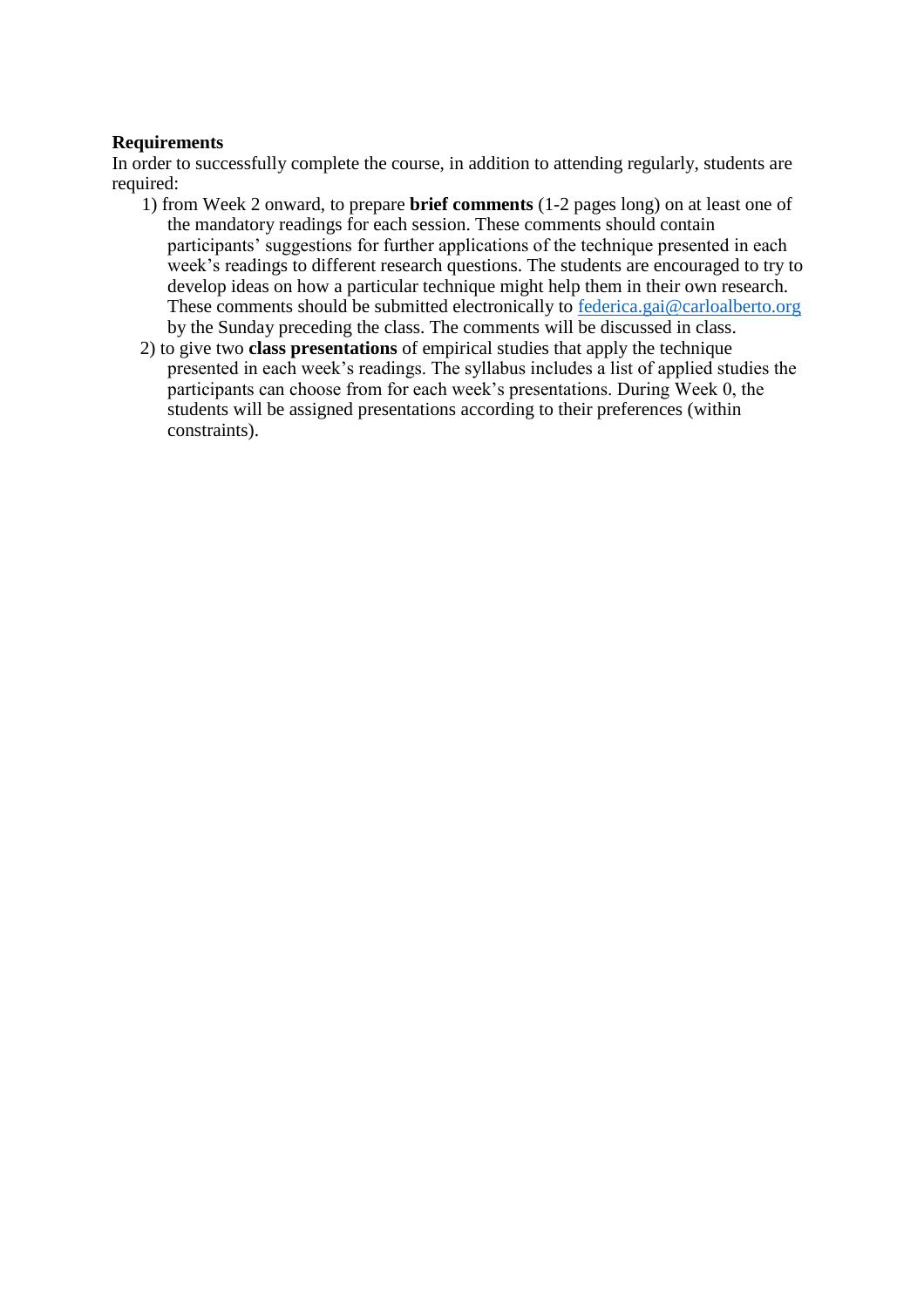**Requirements**

In order to successfully complete the course, in addition to attending regularly, students are required:

1) from Week 2 onward, to prepare **brief comments** (1-2 pages long) on at least one of the mandatory readings for each session. These comments should contain participants' suggestions for further applications of the technique presented in each week's readings to different research questions. The students are encouraged to try to develop ideas on how a particular technique might help them in their own research. These comments should be submitted electronically to federica.gai@carloalberto.org by the Sunday preceding the class. The comments will be discussed in class.
2) to give two **class presentations** of empirical studies that apply the technique presented in each week's readings. The syllabus includes a list of applied studies the participants can choose from for each week's presentations. During Week 0, the students will be assigned presentations according to their preferences (within constraints).